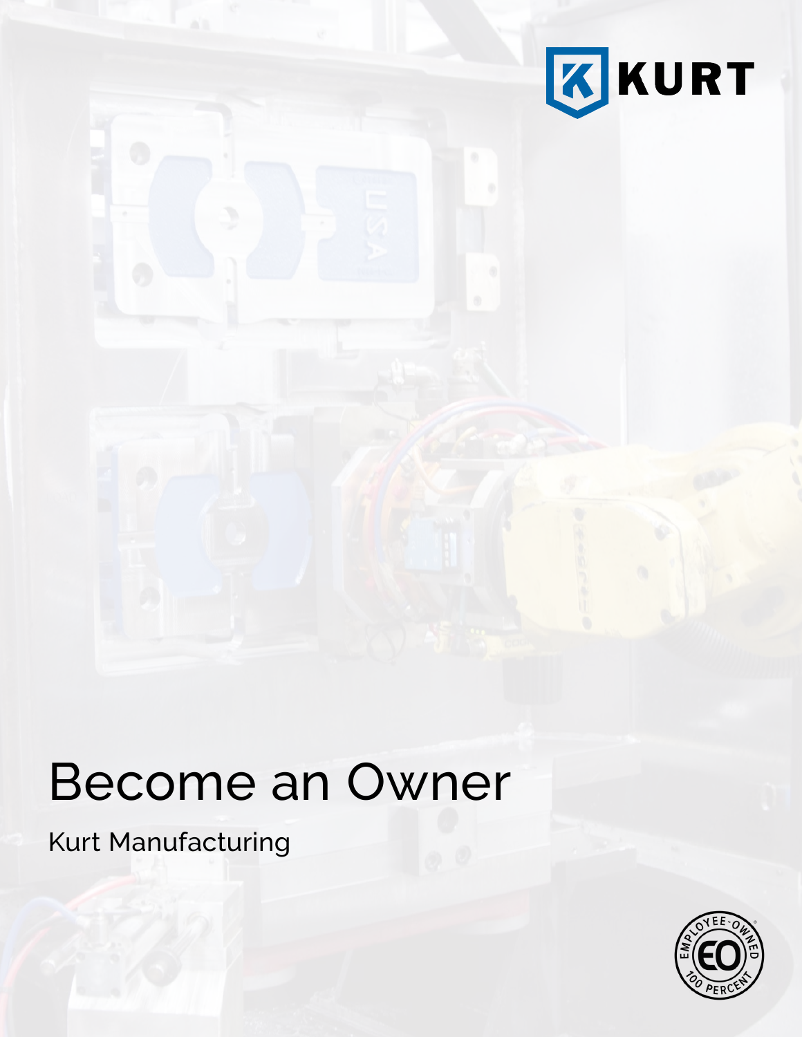# Become an Owner

Kurt Manufacturing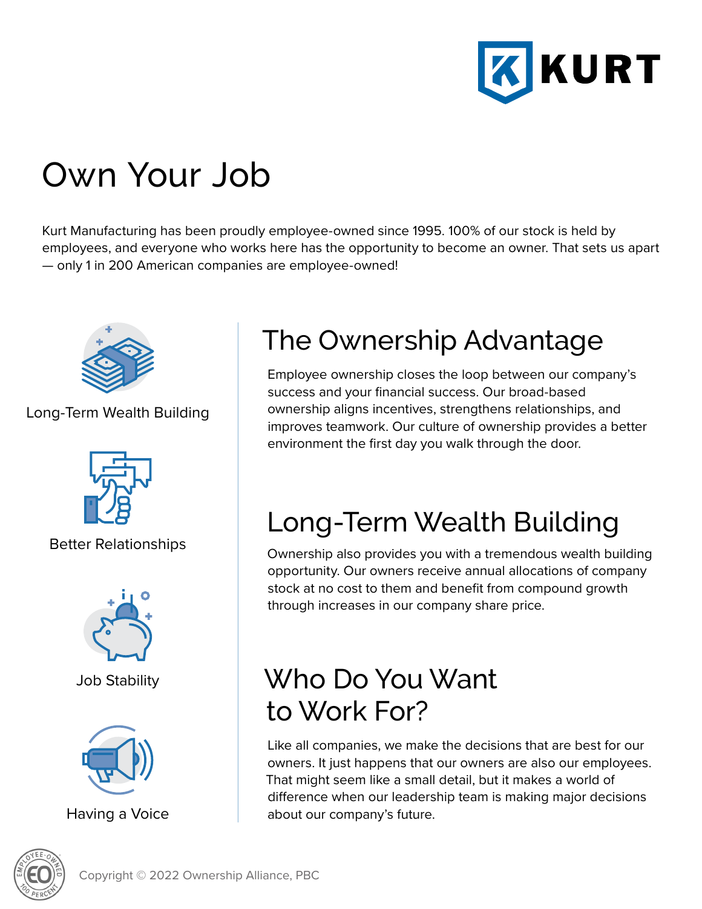# Own Your Job

Kurt Manufacturing has been proudly employee-owned since 1995. 100% of our stock is held by employees, and everyone who works here has the opportunity to become an owner. That sets us apart — only 1 in 200 American companies are employee-owned!

Long-Term Wealth Building

Better Relationships

Job Stability

Having a Voice

## The Ownership Advantage

Employee ownership closes the loop between our company's success and your financial success. Our broad-based ownership aligns incentives, strengthens relationships, and improves teamwork. Our culture of ownership provides a better environment the first day you walk through the door.

## Long-Term Wealth Building

Ownership also provides you with a tremendous wealth building opportunity. Our owners receive annual allocations of company stock at no cost to them and benefit from compound growth through increases in our company share price.

## Who Do You Want to Work For?

Like all companies, we make the decisions that are best for our owners. It just happens that our owners are also our employees. That might seem like a small detail, but it makes a world of difference when our leadership team is making major decisions about our company's future.

Copyright © 2022 Ownership Alliance, PBC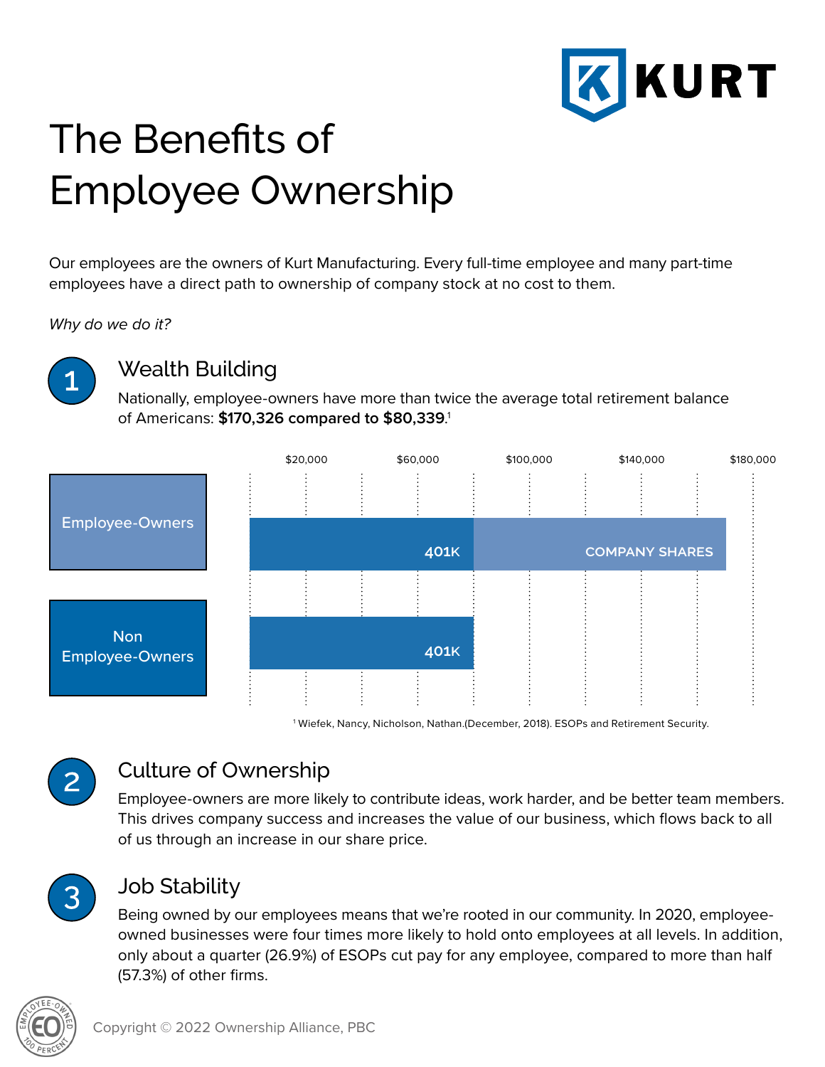# The Benefits of Employee Ownership

Our employees are the owners of Kurt Manufacturing. Every full-time employee and many part-time employees have a direct path to ownership of company stock at no cost to them.

*Why do we do it?*

## 1 Wealth Building

Nationally, employee-owners have more than twice the average total retirement balance of Americans: **$170,326 compared to $80,339**.[1]

| | $20,000 | $60,000 | $100,000 | $140,000 | $180,000 |
|---|---|---|---|---|---|
| Employee-Owners | 401K | | COMPANY SHARES | | |
| Non Employee-Owners | 401K | | | | |

[1] Wiefek, Nancy, Nicholson, Nathan.(December, 2018). ESOPs and Retirement Security.

## 2 Culture of Ownership

Employee-owners are more likely to contribute ideas, work harder, and be better team members. This drives company success and increases the value of our business, which flows back to all of us through an increase in our share price.

## 3 Job Stability

Being owned by our employees means that we're rooted in our community. In 2020, employee-owned businesses were four times more likely to hold onto employees at all levels. In addition, only about a quarter (26.9%) of ESOPs cut pay for any employee, compared to more than half (57.3%) of other firms.

Copyright © 2022 Ownership Alliance, PBC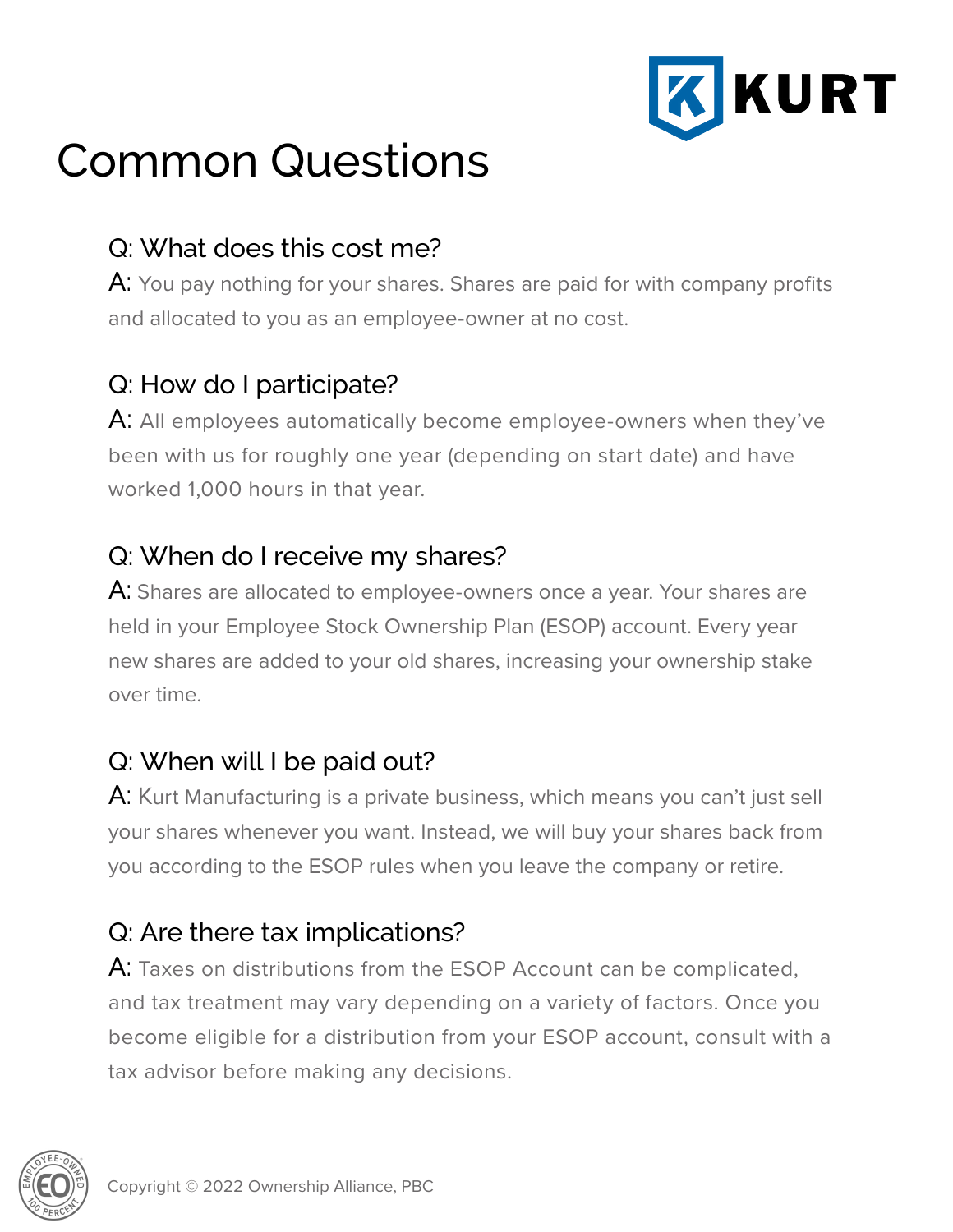KURT

# Common Questions

### Q: What does this cost me?

A: You pay nothing for your shares. Shares are paid for with company profits and allocated to you as an employee-owner at no cost.

### Q: How do I participate?

A: All employees automatically become employee-owners when they've been with us for roughly one year (depending on start date) and have worked 1,000 hours in that year.

### Q: When do I receive my shares?

A: Shares are allocated to employee-owners once a year. Your shares are held in your Employee Stock Ownership Plan (ESOP) account. Every year new shares are added to your old shares, increasing your ownership stake over time.

### Q: When will I be paid out?

A: Kurt Manufacturing is a private business, which means you can't just sell your shares whenever you want. Instead, we will buy your shares back from you according to the ESOP rules when you leave the company or retire.

### Q: Are there tax implications?

A: Taxes on distributions from the ESOP Account can be complicated, and tax treatment may vary depending on a variety of factors. Once you become eligible for a distribution from your ESOP account, consult with a tax advisor before making any decisions.

Copyright © 2022 Ownership Alliance, PBC